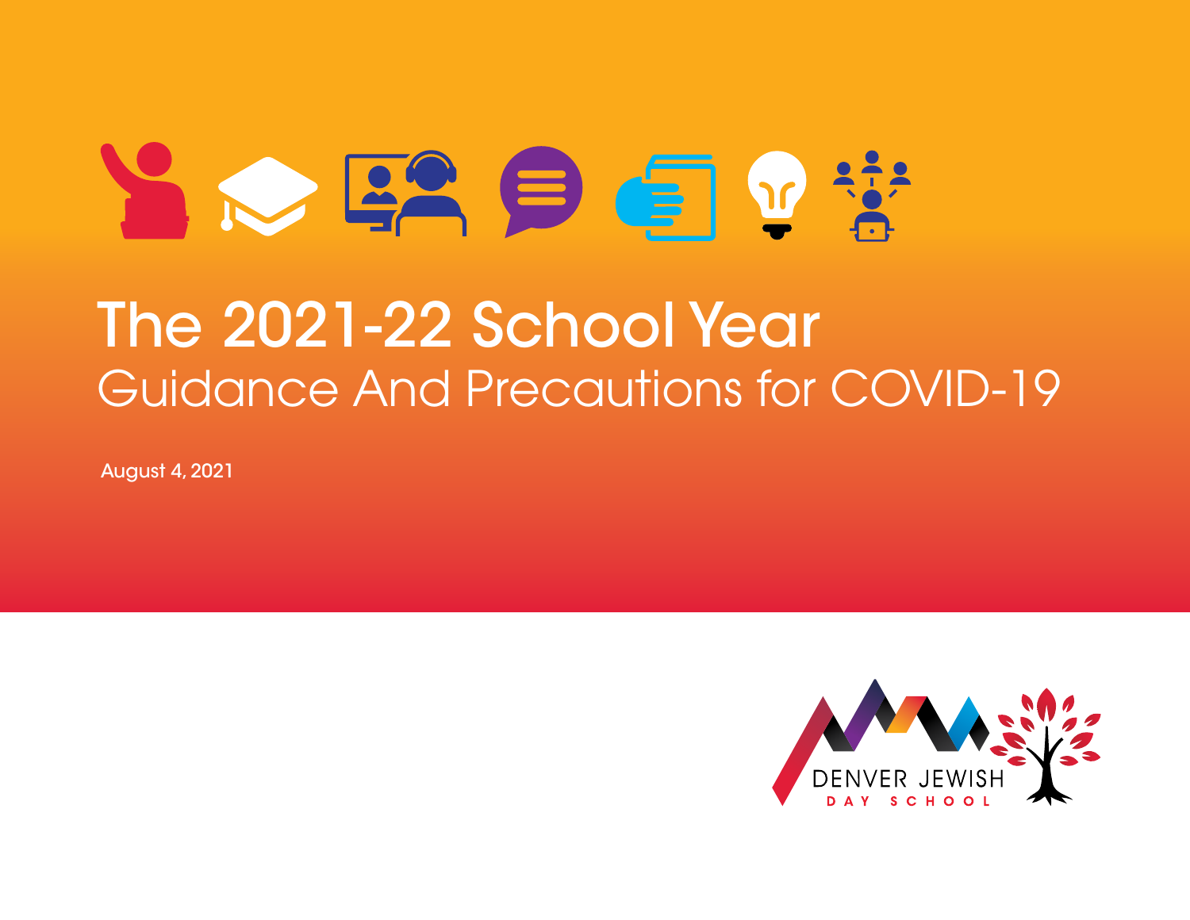# The 2021-22 School Year

## Guidance And Precautions for COVID-19

August 4, 2021

DENVER JEWISH
DAY SCHOOL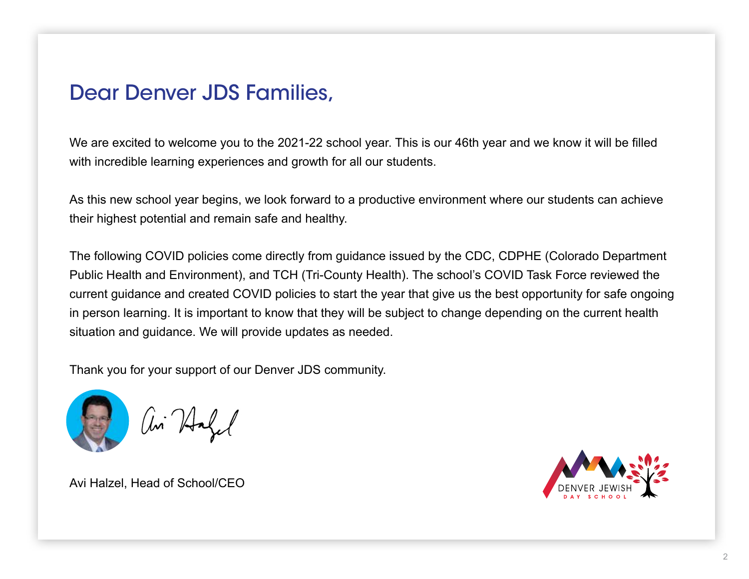# Dear Denver JDS Families,

We are excited to welcome you to the 2021-22 school year. This is our 46th year and we know it will be filled with incredible learning experiences and growth for all our students.

As this new school year begins, we look forward to a productive environment where our students can achieve their highest potential and remain safe and healthy.

The following COVID policies come directly from guidance issued by the CDC, CDPHE (Colorado Department Public Health and Environment), and TCH (Tri-County Health). The school's COVID Task Force reviewed the current guidance and created COVID policies to start the year that give us the best opportunity for safe ongoing in person learning. It is important to know that they will be subject to change depending on the current health situation and guidance. We will provide updates as needed.

Thank you for your support of our Denver JDS community.

Avi Halzel, Head of School/CEO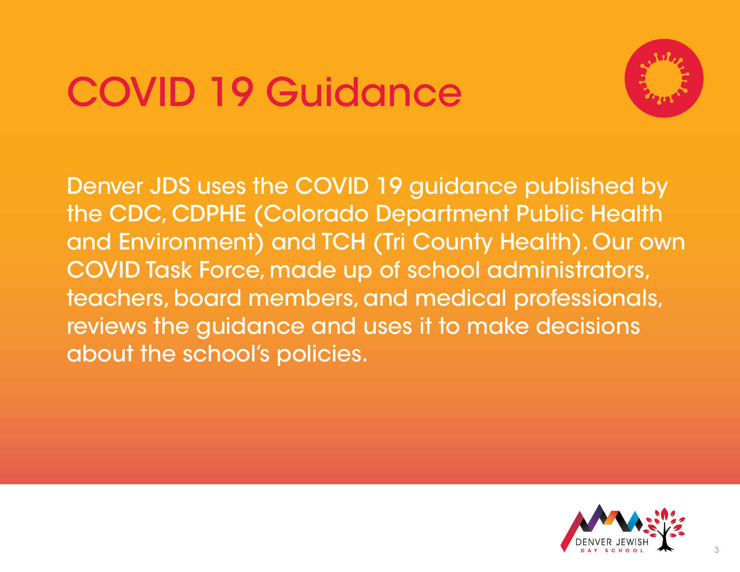# COVID 19 Guidance

Denver JDS uses the COVID 19 guidance published by the CDC, CDPHE (Colorado Department Public Health and Environment) and TCH (Tri County Health). Our own COVID Task Force, made up of school administrators, teachers, board members, and medical professionals, reviews the guidance and uses it to make decisions about the school's policies.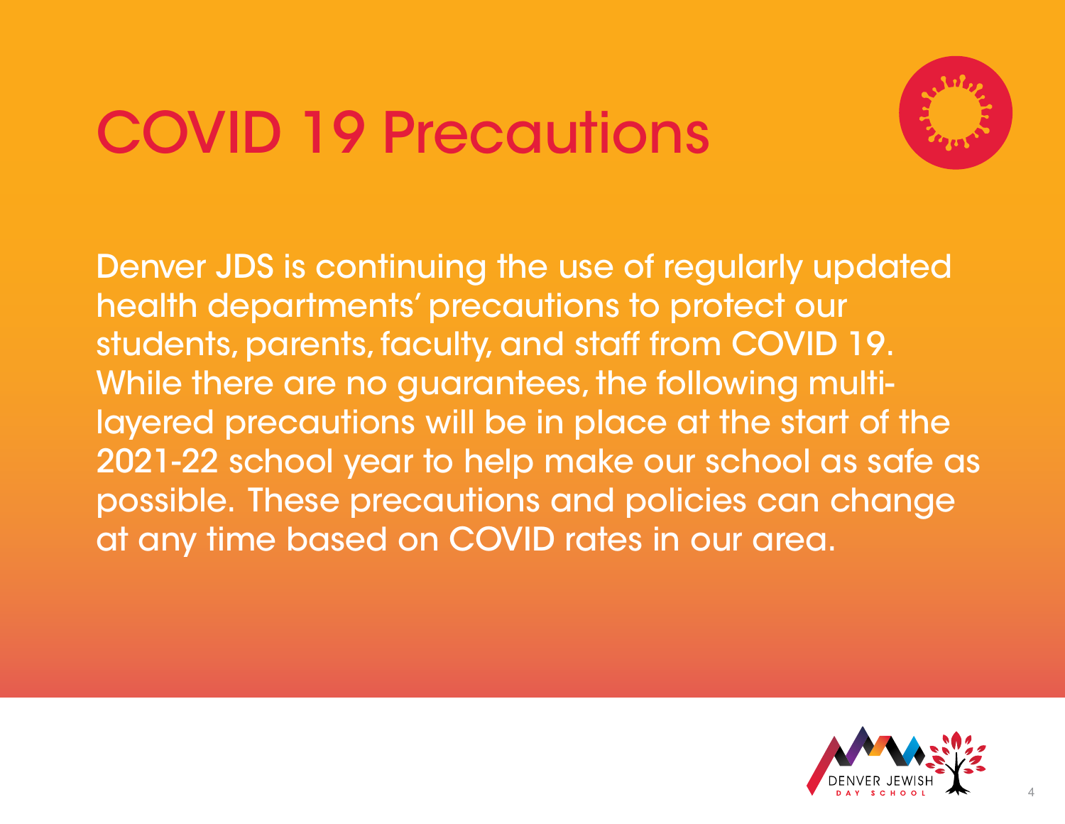# COVID 19 Precautions

Denver JDS is continuing the use of regularly updated health departments' precautions to protect our students, parents, faculty, and staff from COVID 19. While there are no guarantees, the following multi-layered precautions will be in place at the start of the 2021-22 school year to help make our school as safe as possible. These precautions and policies can change at any time based on COVID rates in our area.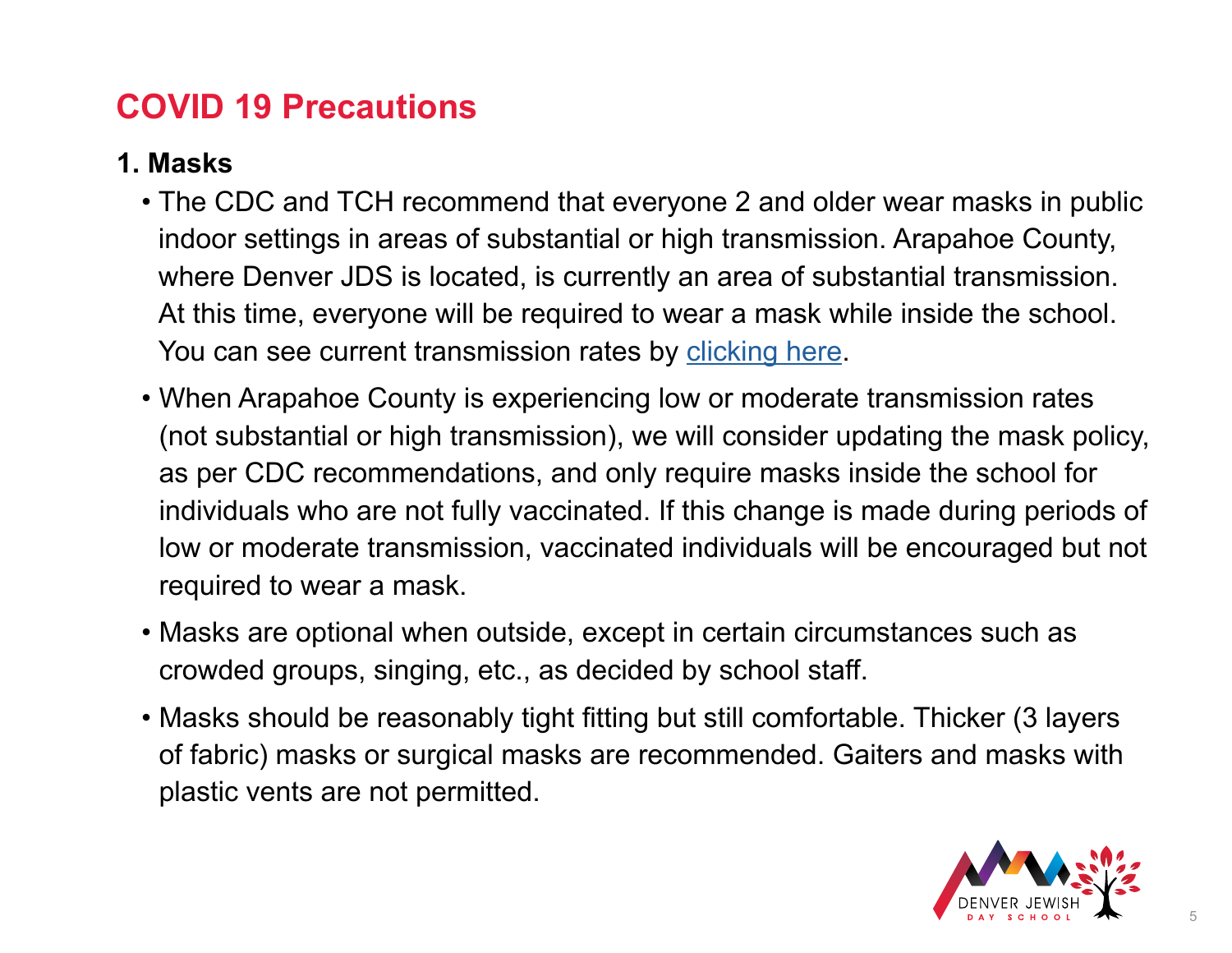# COVID 19 Precautions

## 1. Masks

- The CDC and TCH recommend that everyone 2 and older wear masks in public indoor settings in areas of substantial or high transmission. Arapahoe County, where Denver JDS is located, is currently an area of substantial transmission. At this time, everyone will be required to wear a mask while inside the school. You can see current transmission rates by clicking here.
- When Arapahoe County is experiencing low or moderate transmission rates (not substantial or high transmission), we will consider updating the mask policy, as per CDC recommendations, and only require masks inside the school for individuals who are not fully vaccinated. If this change is made during periods of low or moderate transmission, vaccinated individuals will be encouraged but not required to wear a mask.
- Masks are optional when outside, except in certain circumstances such as crowded groups, singing, etc., as decided by school staff.
- Masks should be reasonably tight fitting but still comfortable. Thicker (3 layers of fabric) masks or surgical masks are recommended. Gaiters and masks with plastic vents are not permitted.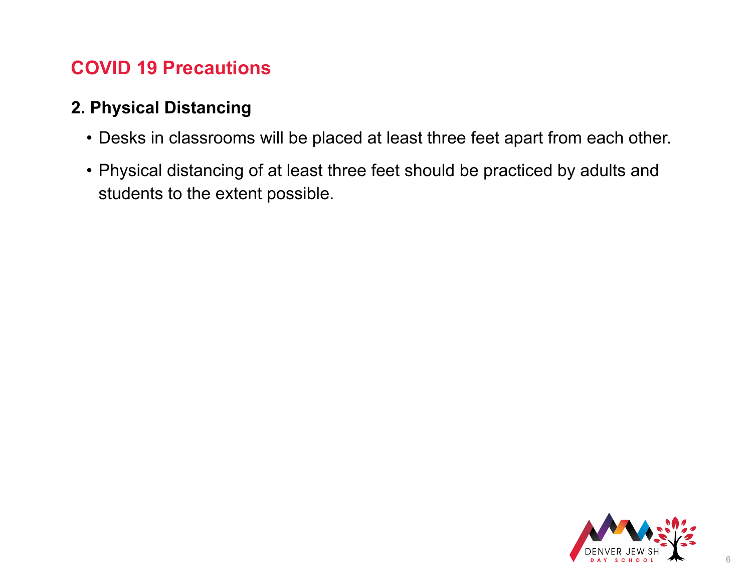## COVID 19 Precautions

### 2. Physical Distancing

- Desks in classrooms will be placed at least three feet apart from each other.
- Physical distancing of at least three feet should be practiced by adults and students to the extent possible.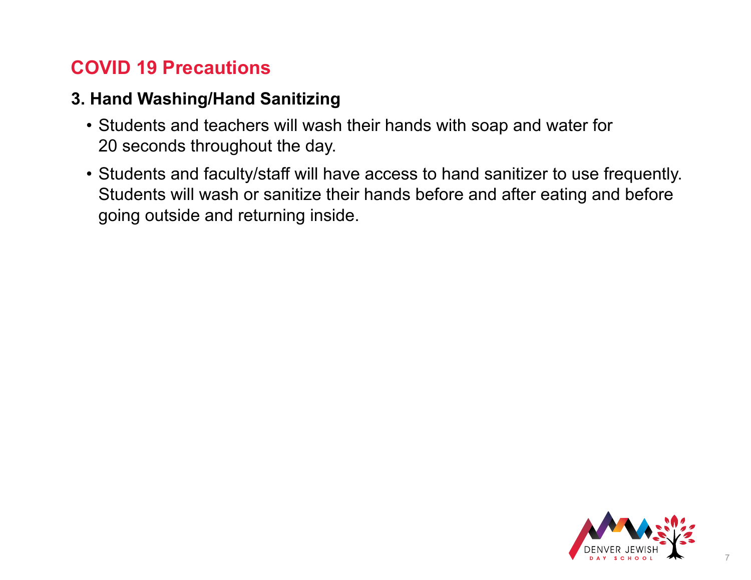## COVID 19 Precautions

### 3. Hand Washing/Hand Sanitizing

- Students and teachers will wash their hands with soap and water for 20 seconds throughout the day.
- Students and faculty/staff will have access to hand sanitizer to use frequently. Students will wash or sanitize their hands before and after eating and before going outside and returning inside.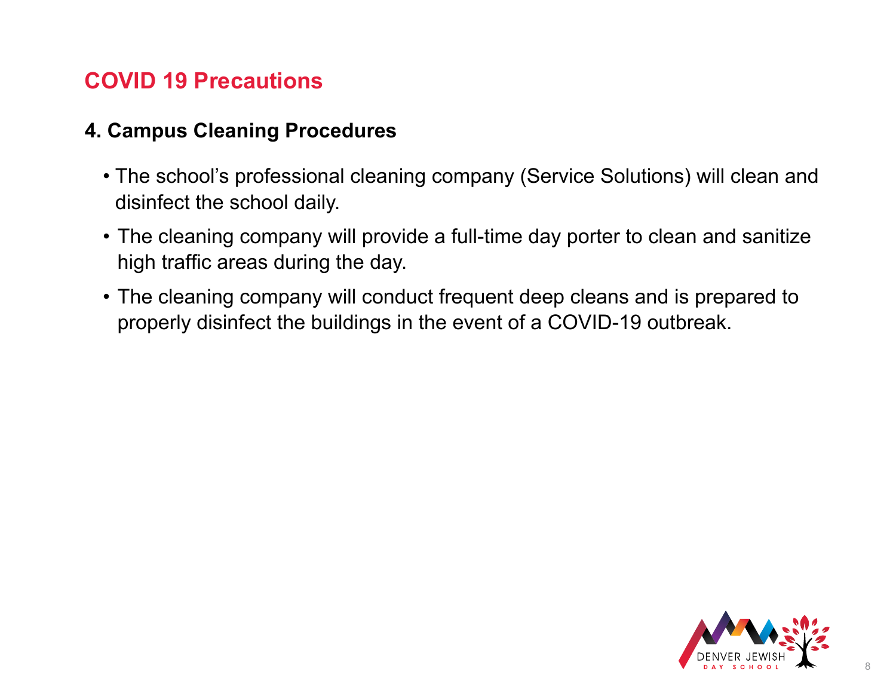## COVID 19 Precautions

### 4. Campus Cleaning Procedures

- The school's professional cleaning company (Service Solutions) will clean and disinfect the school daily.
- The cleaning company will provide a full-time day porter to clean and sanitize high traffic areas during the day.
- The cleaning company will conduct frequent deep cleans and is prepared to properly disinfect the buildings in the event of a COVID-19 outbreak.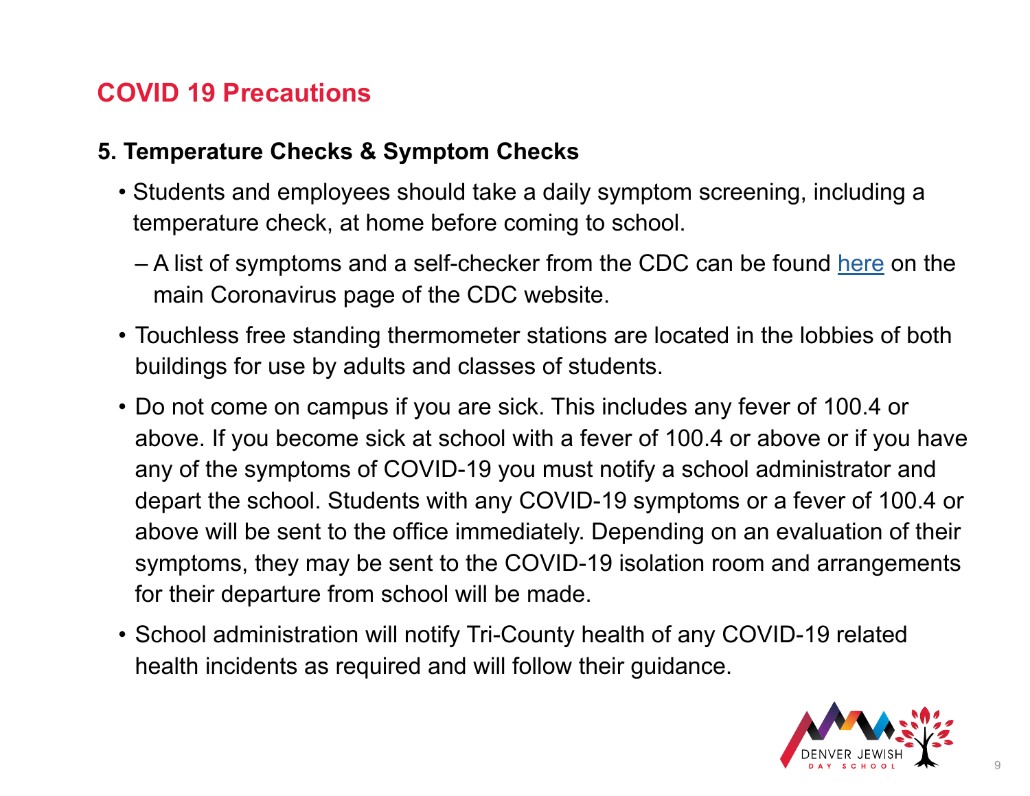## COVID 19 Precautions

### 5. Temperature Checks & Symptom Checks

- Students and employees should take a daily symptom screening, including a temperature check, at home before coming to school.
  - A list of symptoms and a self-checker from the CDC can be found here on the main Coronavirus page of the CDC website.
- Touchless free standing thermometer stations are located in the lobbies of both buildings for use by adults and classes of students.
- Do not come on campus if you are sick. This includes any fever of 100.4 or above. If you become sick at school with a fever of 100.4 or above or if you have any of the symptoms of COVID-19 you must notify a school administrator and depart the school. Students with any COVID-19 symptoms or a fever of 100.4 or above will be sent to the office immediately. Depending on an evaluation of their symptoms, they may be sent to the COVID-19 isolation room and arrangements for their departure from school will be made.
- School administration will notify Tri-County health of any COVID-19 related health incidents as required and will follow their guidance.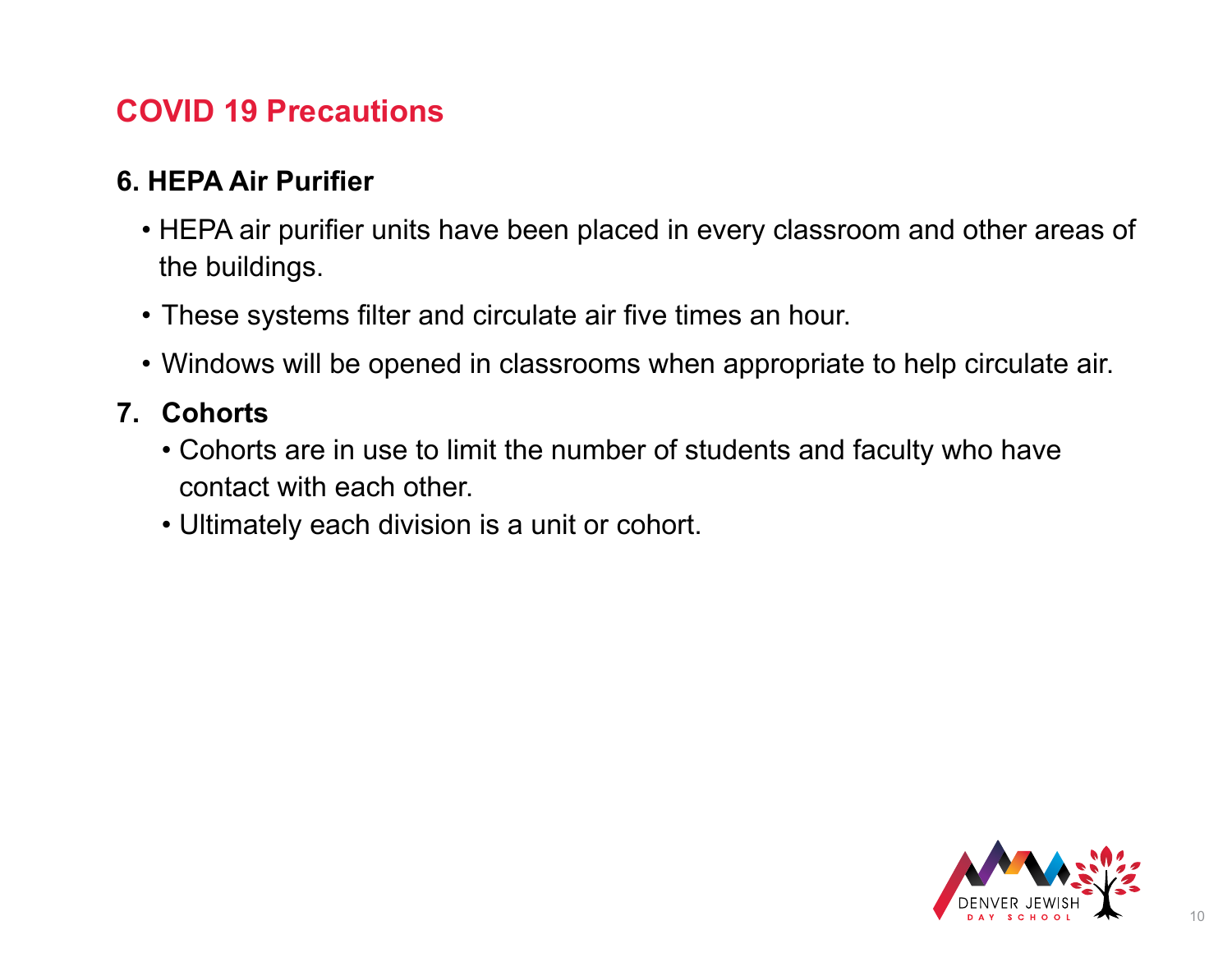# COVID 19 Precautions

### 6. HEPA Air Purifier

- HEPA air purifier units have been placed in every classroom and other areas of the buildings.
- These systems filter and circulate air five times an hour.
- Windows will be opened in classrooms when appropriate to help circulate air.

### 7. Cohorts

- Cohorts are in use to limit the number of students and faculty who have contact with each other.
- Ultimately each division is a unit or cohort.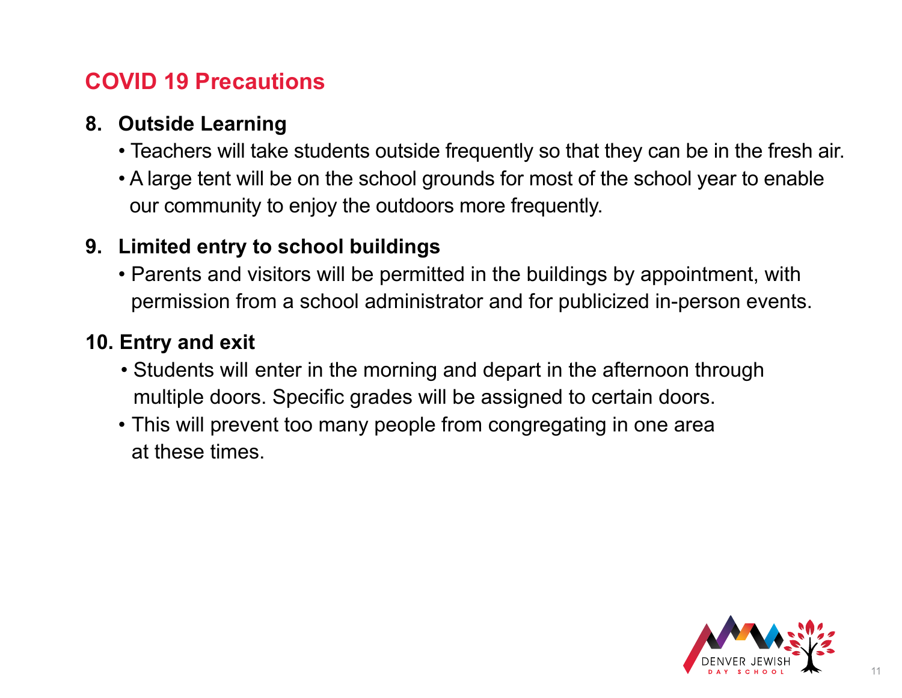# COVID 19 Precautions

## 8. Outside Learning

- Teachers will take students outside frequently so that they can be in the fresh air.
- A large tent will be on the school grounds for most of the school year to enable our community to enjoy the outdoors more frequently.

## 9. Limited entry to school buildings

- Parents and visitors will be permitted in the buildings by appointment, with permission from a school administrator and for publicized in-person events.

## 10. Entry and exit

- Students will enter in the morning and depart in the afternoon through multiple doors. Specific grades will be assigned to certain doors.
- This will prevent too many people from congregating in one area at these times.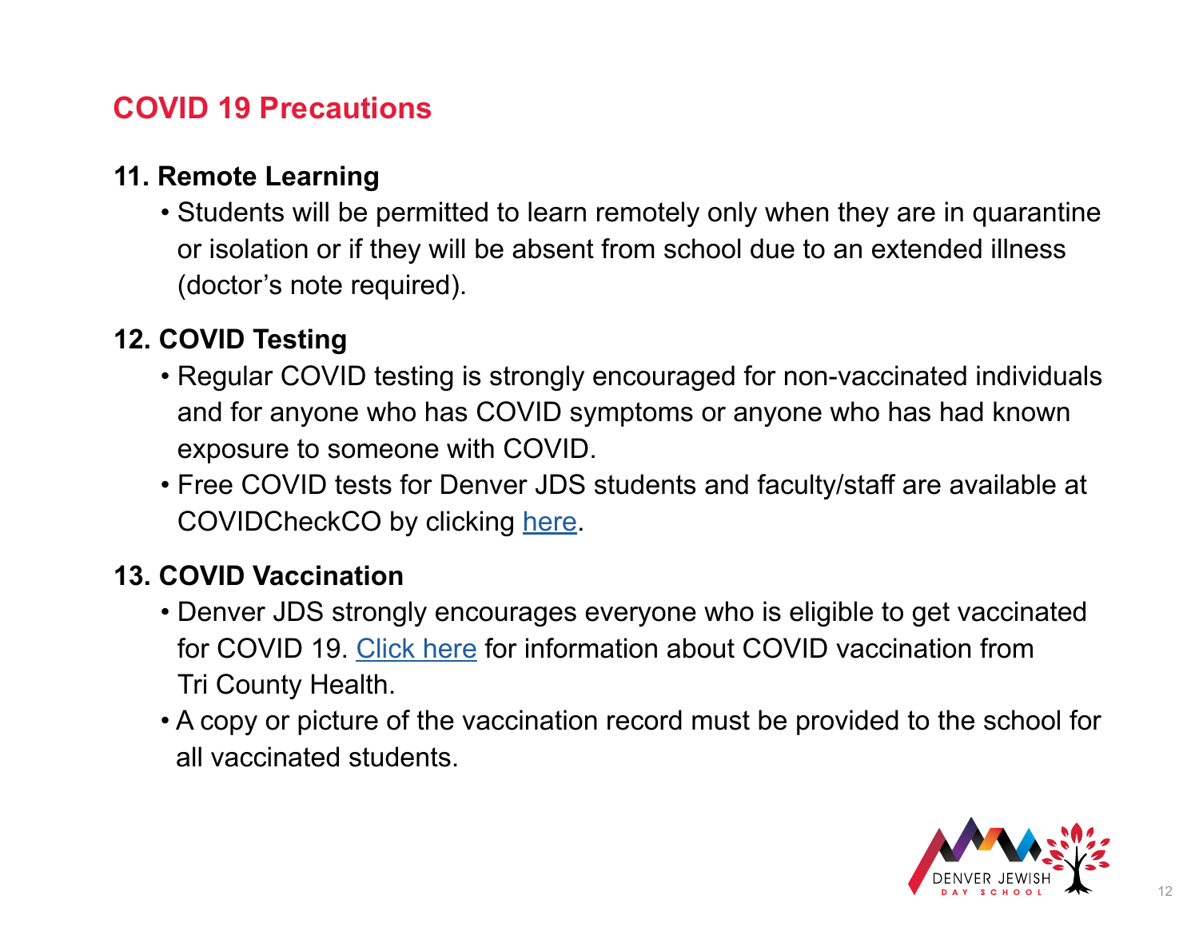## COVID 19 Precautions

### 11. Remote Learning

- Students will be permitted to learn remotely only when they are in quarantine or isolation or if they will be absent from school due to an extended illness (doctor's note required).

### 12. COVID Testing

- Regular COVID testing is strongly encouraged for non-vaccinated individuals and for anyone who has COVID symptoms or anyone who has had known exposure to someone with COVID.
- Free COVID tests for Denver JDS students and faculty/staff are available at COVIDCheckCO by clicking here.

### 13. COVID Vaccination

- Denver JDS strongly encourages everyone who is eligible to get vaccinated for COVID 19. Click here for information about COVID vaccination from Tri County Health.
- A copy or picture of the vaccination record must be provided to the school for all vaccinated students.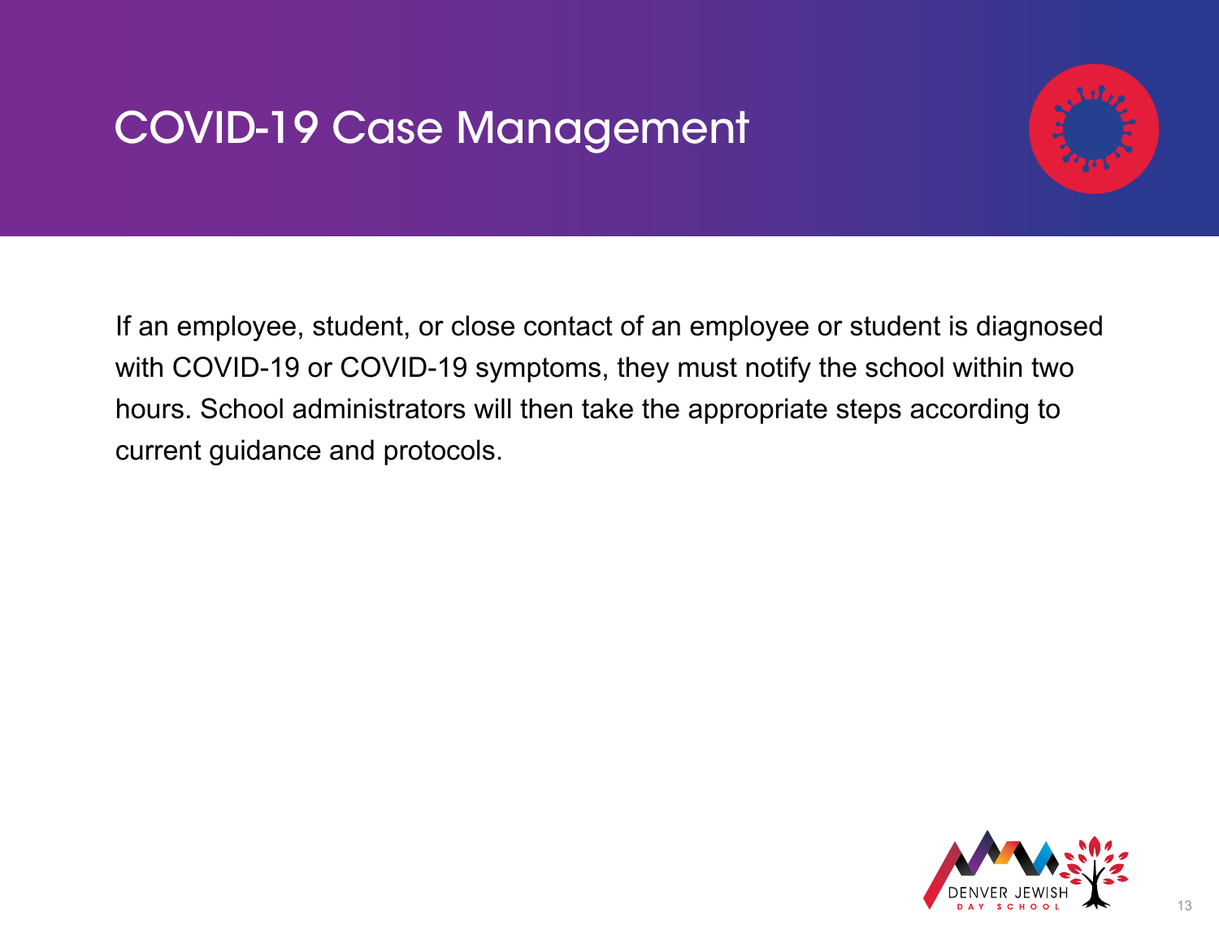# COVID-19 Case Management

If an employee, student, or close contact of an employee or student is diagnosed with COVID-19 or COVID-19 symptoms, they must notify the school within two hours. School administrators will then take the appropriate steps according to current guidance and protocols.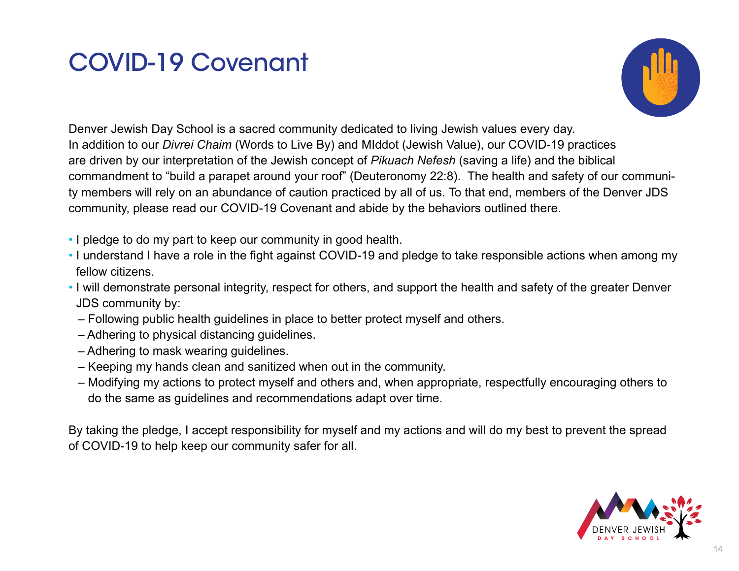# COVID-19 Covenant

Denver Jewish Day School is a sacred community dedicated to living Jewish values every day. In addition to our *Divrei Chaim* (Words to Live By) and MIddot (Jewish Value), our COVID-19 practices are driven by our interpretation of the Jewish concept of *Pikuach Nefesh* (saving a life) and the biblical commandment to "build a parapet around your roof" (Deuteronomy 22:8). The health and safety of our community members will rely on an abundance of caution practiced by all of us. To that end, members of the Denver JDS community, please read our COVID-19 Covenant and abide by the behaviors outlined there.

- I pledge to do my part to keep our community in good health.
- I understand I have a role in the fight against COVID-19 and pledge to take responsible actions when among my fellow citizens.
- I will demonstrate personal integrity, respect for others, and support the health and safety of the greater Denver JDS community by:
  - Following public health guidelines in place to better protect myself and others.
  - Adhering to physical distancing guidelines.
  - Adhering to mask wearing guidelines.
  - Keeping my hands clean and sanitized when out in the community.
  - Modifying my actions to protect myself and others and, when appropriate, respectfully encouraging others to do the same as guidelines and recommendations adapt over time.

By taking the pledge, I accept responsibility for myself and my actions and will do my best to prevent the spread of COVID-19 to help keep our community safer for all.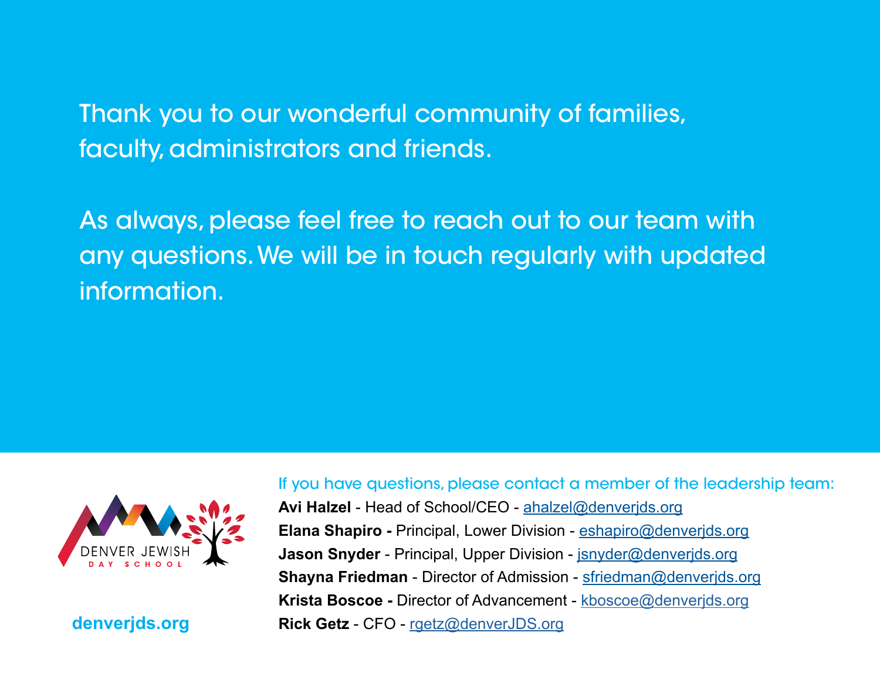Thank you to our wonderful community of families, faculty, administrators and friends.

As always, please feel free to reach out to our team with any questions. We will be in touch regularly with updated information.

DENVER JEWISH DAY SCHOOL

denverjds.org

If you have questions, please contact a member of the leadership team:

**Avi Halzel** - Head of School/CEO - ahalzel@denverjds.org
**Elana Shapiro -** Principal, Lower Division - eshapiro@denverjds.org
**Jason Snyder** - Principal, Upper Division - jsnyder@denverjds.org
**Shayna Friedman** - Director of Admission - sfriedman@denverjds.org
**Krista Boscoe -** Director of Advancement - kboscoe@denverjds.org
**Rick Getz** - CFO - rgetz@denverJDS.org